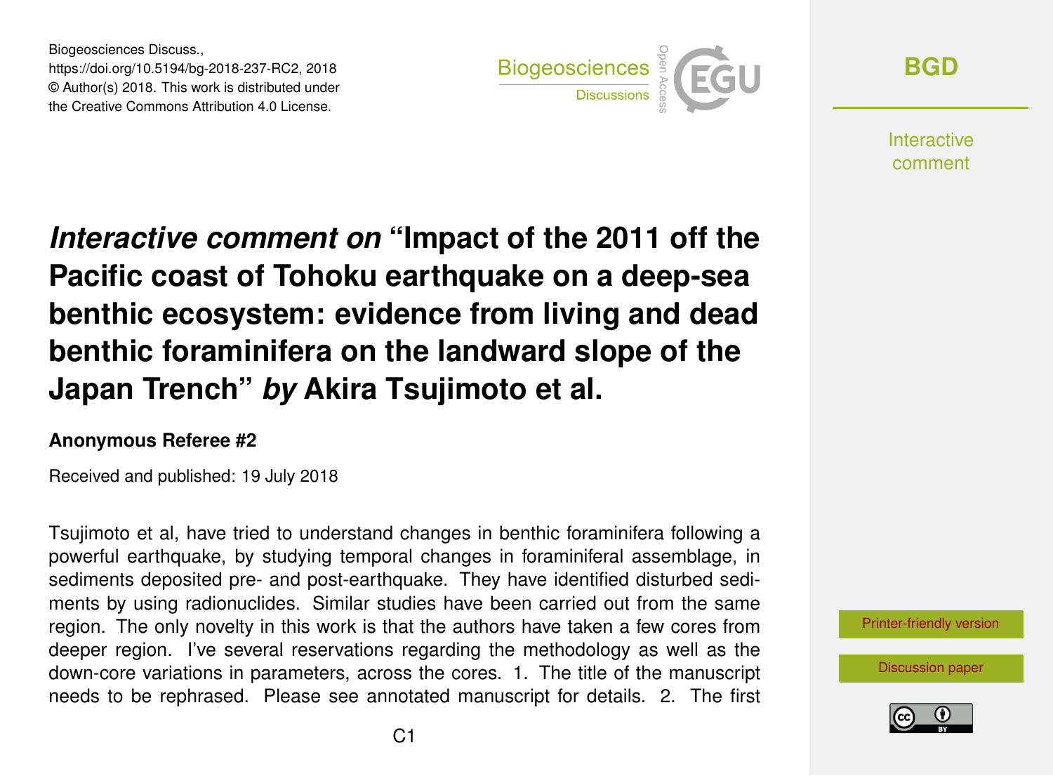Biogeosciences Discuss.,
https://doi.org/10.5194/bg-2018-237-RC2, 2018
© Author(s) 2018. This work is distributed under
the Creative Commons Attribution 4.0 License.

# *Interactive comment on* "Impact of the 2011 off the Pacific coast of Tohoku earthquake on a deep-sea benthic ecosystem: evidence from living and dead benthic foraminifera on the landward slope of the Japan Trench" *by* Akira Tsujimoto et al.

**Anonymous Referee #2**

Received and published: 19 July 2018

Tsujimoto et al, have tried to understand changes in benthic foraminifera following a powerful earthquake, by studying temporal changes in foraminiferal assemblage, in sediments deposited pre- and post-earthquake. They have identified disturbed sediments by using radionuclides. Similar studies have been carried out from the same region. The only novelty in this work is that the authors have taken a few cores from deeper region. I've several reservations regarding the methodology as well as the down-core variations in parameters, across the cores. 1. The title of the manuscript needs to be rephrased. Please see annotated manuscript for details. 2. The first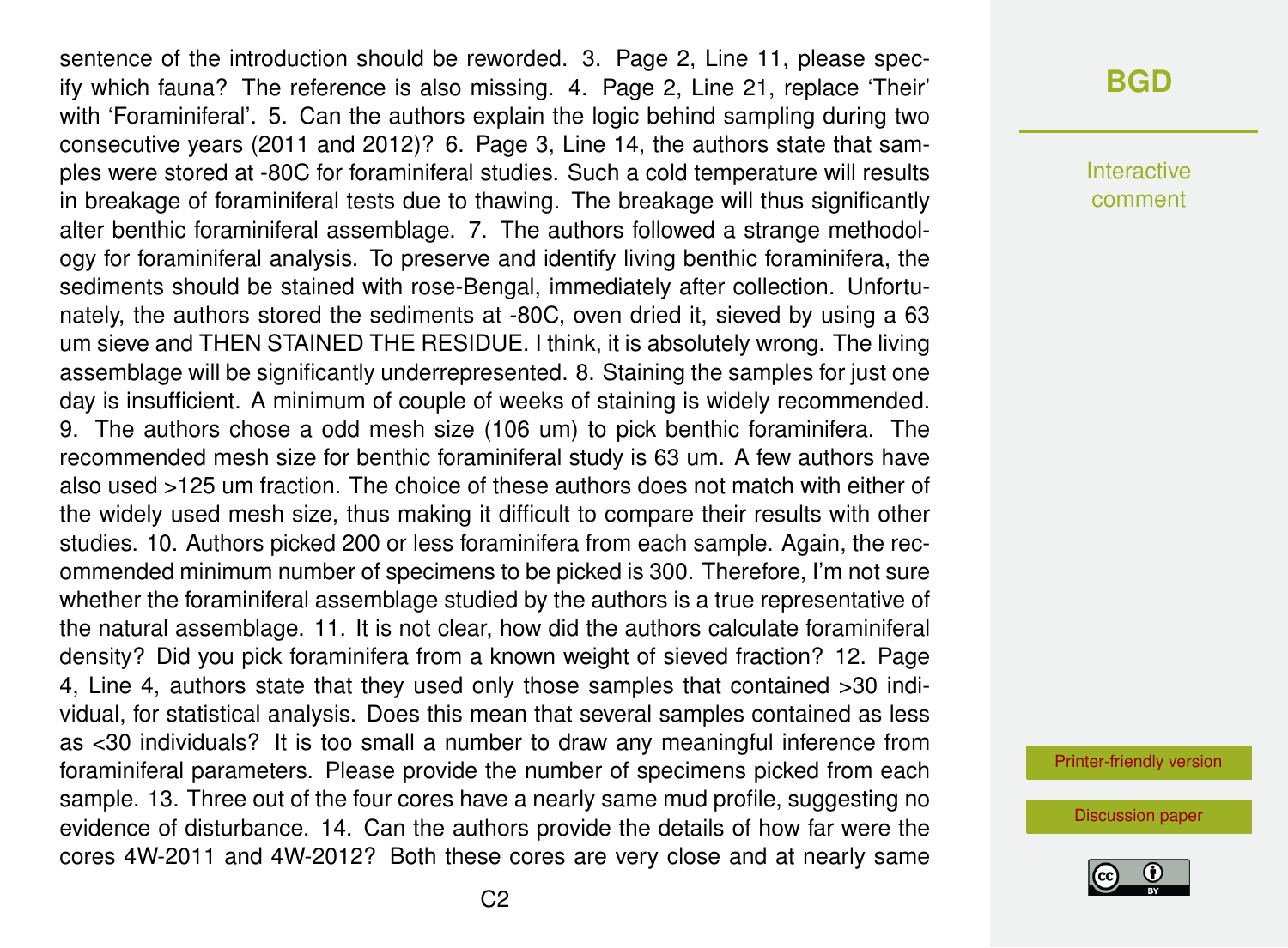sentence of the introduction should be reworded. 3. Page 2, Line 11, please specify which fauna? The reference is also missing. 4. Page 2, Line 21, replace 'Their' with 'Foraminiferal'. 5. Can the authors explain the logic behind sampling during two consecutive years (2011 and 2012)? 6. Page 3, Line 14, the authors state that samples were stored at -80C for foraminiferal studies. Such a cold temperature will results in breakage of foraminiferal tests due to thawing. The breakage will thus significantly alter benthic foraminiferal assemblage. 7. The authors followed a strange methodology for foraminiferal analysis. To preserve and identify living benthic foraminifera, the sediments should be stained with rose-Bengal, immediately after collection. Unfortunately, the authors stored the sediments at -80C, oven dried it, sieved by using a 63 um sieve and THEN STAINED THE RESIDUE. I think, it is absolutely wrong. The living assemblage will be significantly underrepresented. 8. Staining the samples for just one day is insufficient. A minimum of couple of weeks of staining is widely recommended. 9. The authors chose a odd mesh size (106 um) to pick benthic foraminifera. The recommended mesh size for benthic foraminiferal study is 63 um. A few authors have also used >125 um fraction. The choice of these authors does not match with either of the widely used mesh size, thus making it difficult to compare their results with other studies. 10. Authors picked 200 or less foraminifera from each sample. Again, the recommended minimum number of specimens to be picked is 300. Therefore, I'm not sure whether the foraminiferal assemblage studied by the authors is a true representative of the natural assemblage. 11. It is not clear, how did the authors calculate foraminiferal density? Did you pick foraminifera from a known weight of sieved fraction? 12. Page 4, Line 4, authors state that they used only those samples that contained >30 individual, for statistical analysis. Does this mean that several samples contained as less as <30 individuals? It is too small a number to draw any meaningful inference from foraminiferal parameters. Please provide the number of specimens picked from each sample. 13. Three out of the four cores have a nearly same mud profile, suggesting no evidence of disturbance. 14. Can the authors provide the details of how far were the cores 4W-2011 and 4W-2012? Both these cores are very close and at nearly same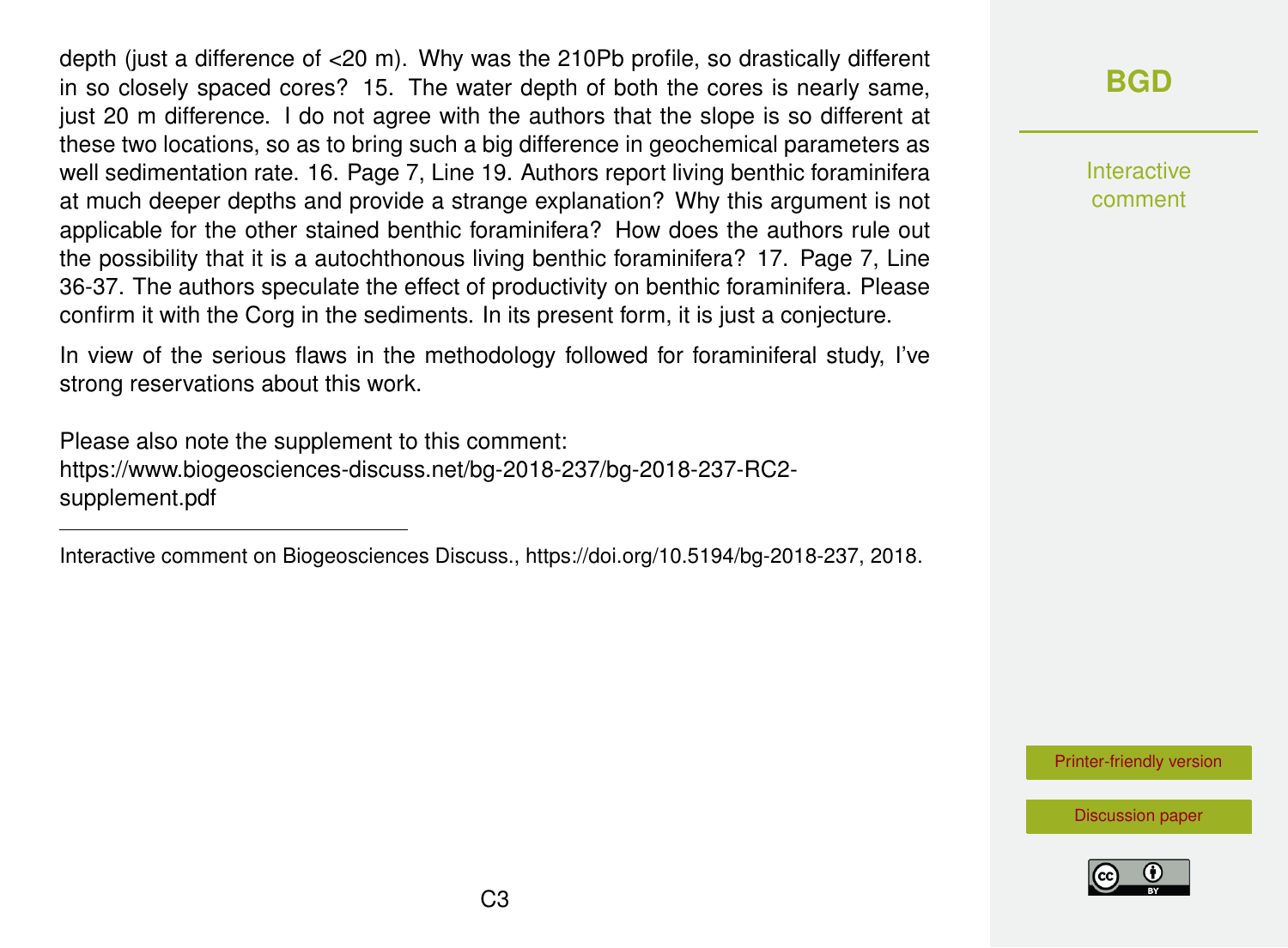depth (just a difference of <20 m). Why was the 210Pb profile, so drastically different in so closely spaced cores? 15. The water depth of both the cores is nearly same, just 20 m difference. I do not agree with the authors that the slope is so different at these two locations, so as to bring such a big difference in geochemical parameters as well sedimentation rate. 16. Page 7, Line 19. Authors report living benthic foraminifera at much deeper depths and provide a strange explanation? Why this argument is not applicable for the other stained benthic foraminifera? How does the authors rule out the possibility that it is a autochthonous living benthic foraminifera? 17. Page 7, Line 36-37. The authors speculate the effect of productivity on benthic foraminifera. Please confirm it with the Corg in the sediments. In its present form, it is just a conjecture.

In view of the serious flaws in the methodology followed for foraminiferal study, I've strong reservations about this work.

Please also note the supplement to this comment:
https://www.biogeosciences-discuss.net/bg-2018-237/bg-2018-237-RC2-supplement.pdf

---

Interactive comment on Biogeosciences Discuss., https://doi.org/10.5194/bg-2018-237, 2018.